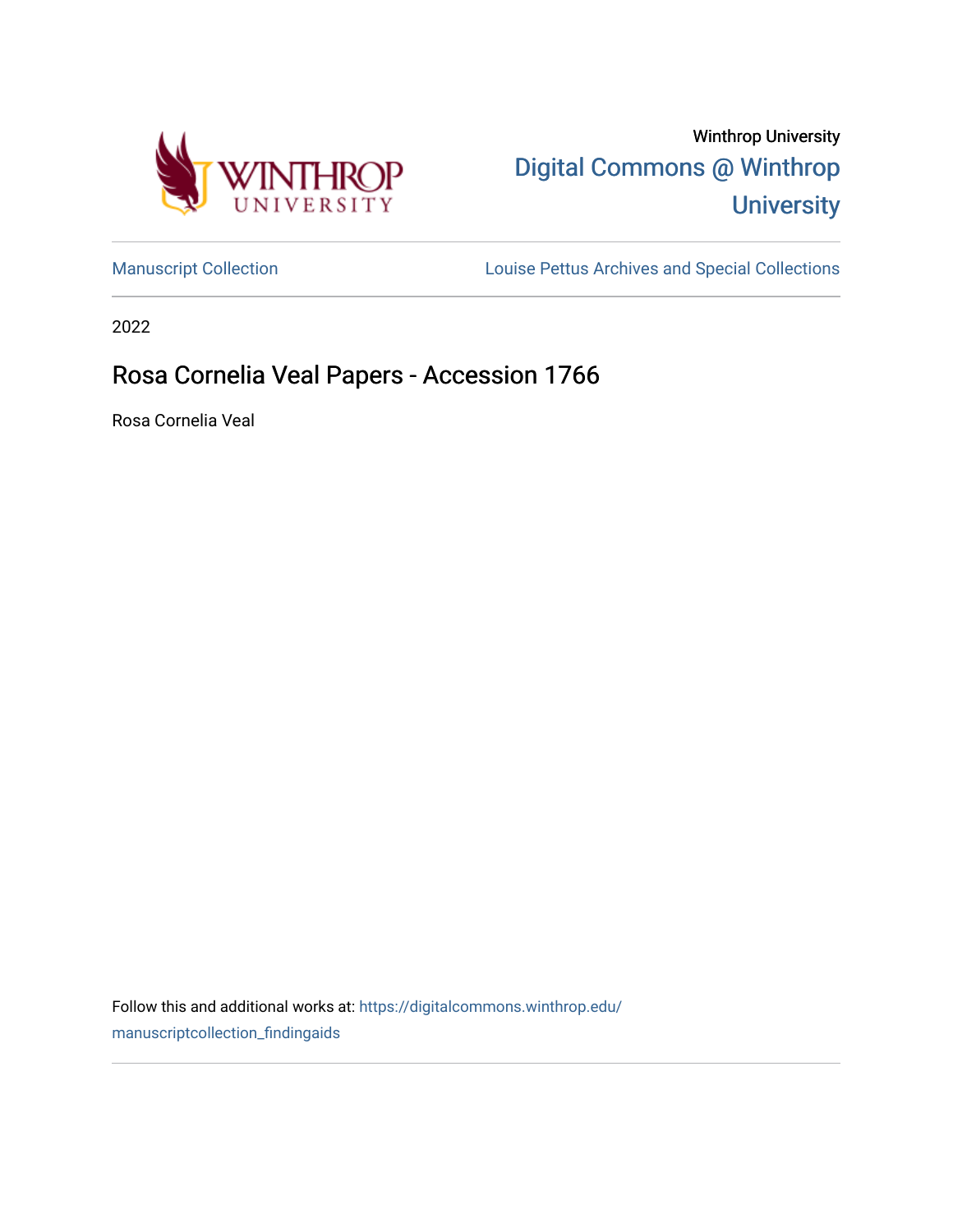Winthrop University

Digital Commons @ Winthrop University

Manuscript Collection

Louise Pettus Archives and Special Collections

2022

# Rosa Cornelia Veal Papers - Accession 1766

Rosa Cornelia Veal

Follow this and additional works at: https://digitalcommons.winthrop.edu/manuscriptcollection_findingaids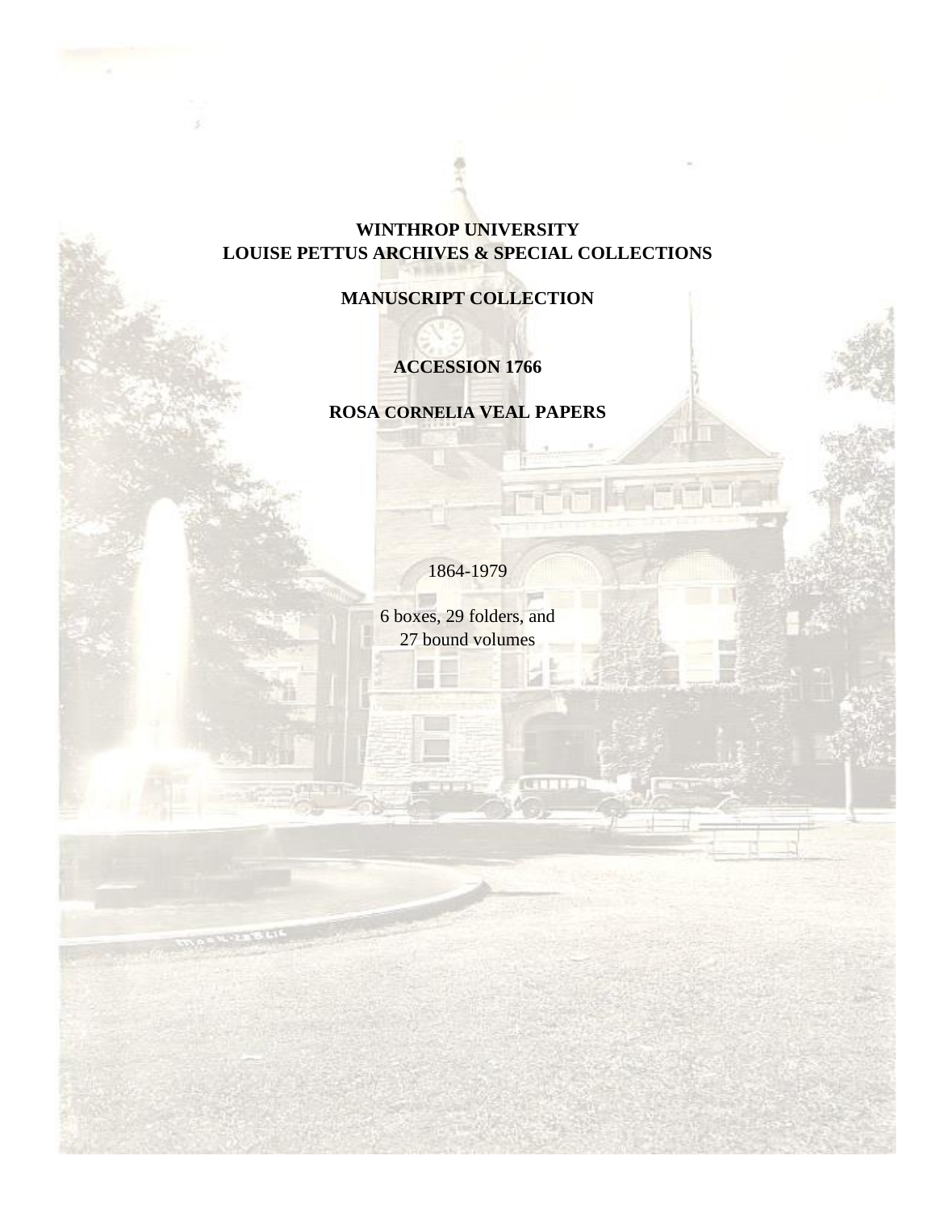**WINTHROP UNIVERSITY**
**LOUISE PETTUS ARCHIVES & SPECIAL COLLECTIONS**

**MANUSCRIPT COLLECTION**

**ACCESSION 1766**

**ROSA CORNELIA VEAL PAPERS**

1864-1979

6 boxes, 29 folders, and
27 bound volumes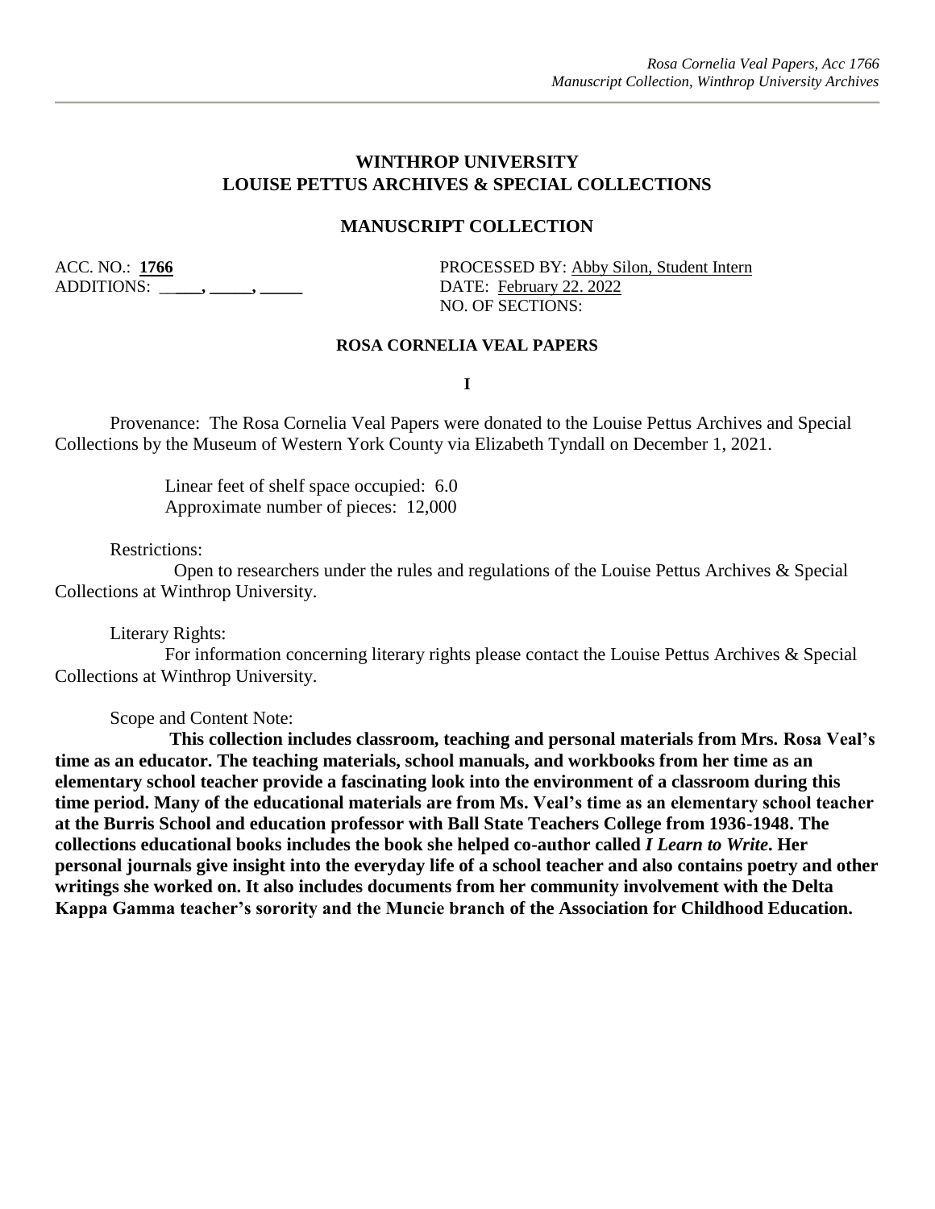## WINTHROP UNIVERSITY
## LOUISE PETTUS ARCHIVES & SPECIAL COLLECTIONS

### MANUSCRIPT COLLECTION

ACC. NO.: **1766**
ADDITIONS: ____, _____, _____

PROCESSED BY: Abby Silon, Student Intern
DATE: February 22. 2022
NO. OF SECTIONS:

#### ROSA CORNELIA VEAL PAPERS

**I**

Provenance: The Rosa Cornelia Veal Papers were donated to the Louise Pettus Archives and Special Collections by the Museum of Western York County via Elizabeth Tyndall on December 1, 2021.

Linear feet of shelf space occupied: 6.0
Approximate number of pieces: 12,000

Restrictions:

Open to researchers under the rules and regulations of the Louise Pettus Archives & Special Collections at Winthrop University.

Literary Rights:

For information concerning literary rights please contact the Louise Pettus Archives & Special Collections at Winthrop University.

Scope and Content Note:

**This collection includes classroom, teaching and personal materials from Mrs. Rosa Veal's time as an educator. The teaching materials, school manuals, and workbooks from her time as an elementary school teacher provide a fascinating look into the environment of a classroom during this time period. Many of the educational materials are from Ms. Veal's time as an elementary school teacher at the Burris School and education professor with Ball State Teachers College from 1936-1948. The collections educational books includes the book she helped co-author called *I Learn to Write*. Her personal journals give insight into the everyday life of a school teacher and also contains poetry and other writings she worked on. It also includes documents from her community involvement with the Delta Kappa Gamma teacher's sorority and the Muncie branch of the Association for Childhood Education.**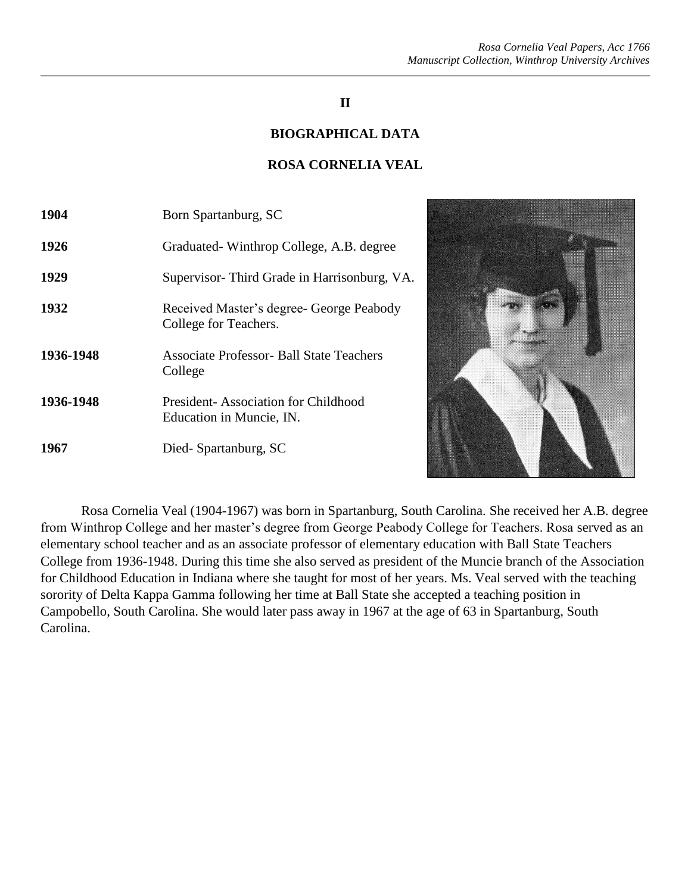**II**

# BIOGRAPHICAL DATA

## ROSA CORNELIA VEAL

| | |
|---|---|
| **1904** | Born Spartanburg, SC |
| **1926** | Graduated- Winthrop College, A.B. degree |
| **1929** | Supervisor- Third Grade in Harrisonburg, VA. |
| **1932** | Received Master's degree- George Peabody College for Teachers. |
| **1936-1948** | Associate Professor- Ball State Teachers College |
| **1936-1948** | President- Association for Childhood Education in Muncie, IN. |
| **1967** | Died- Spartanburg, SC |

Rosa Cornelia Veal (1904-1967) was born in Spartanburg, South Carolina. She received her A.B. degree from Winthrop College and her master's degree from George Peabody College for Teachers. Rosa served as an elementary school teacher and as an associate professor of elementary education with Ball State Teachers College from 1936-1948. During this time she also served as president of the Muncie branch of the Association for Childhood Education in Indiana where she taught for most of her years. Ms. Veal served with the teaching sorority of Delta Kappa Gamma following her time at Ball State she accepted a teaching position in Campobello, South Carolina. She would later pass away in 1967 at the age of 63 in Spartanburg, South Carolina.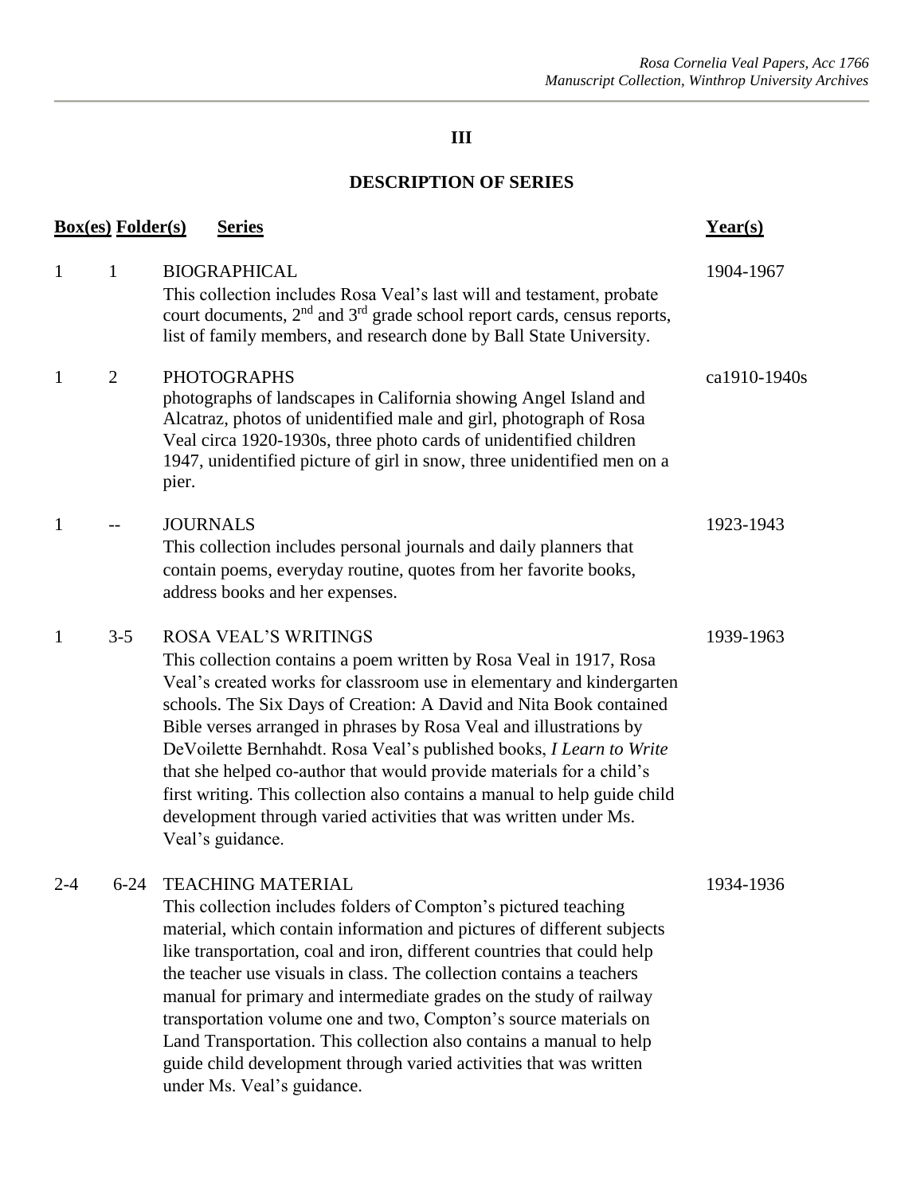## III

## DESCRIPTION OF SERIES

| Box(es) | Folder(s) | Series | Year(s) |
|---|---|---|---|
| 1 | 1 | BIOGRAPHICAL<br>This collection includes Rosa Veal's last will and testament, probate court documents, 2nd and 3rd grade school report cards, census reports, list of family members, and research done by Ball State University. | 1904-1967 |
| 1 | 2 | PHOTOGRAPHS<br>photographs of landscapes in California showing Angel Island and Alcatraz, photos of unidentified male and girl, photograph of Rosa Veal circa 1920-1930s, three photo cards of unidentified children 1947, unidentified picture of girl in snow, three unidentified men on a pier. | ca1910-1940s |
| 1 | -- | JOURNALS<br>This collection includes personal journals and daily planners that contain poems, everyday routine, quotes from her favorite books, address books and her expenses. | 1923-1943 |
| 1 | 3-5 | ROSA VEAL'S WRITINGS<br>This collection contains a poem written by Rosa Veal in 1917, Rosa Veal's created works for classroom use in elementary and kindergarten schools. The Six Days of Creation: A David and Nita Book contained Bible verses arranged in phrases by Rosa Veal and illustrations by DeVoilette Bernhahdt. Rosa Veal's published books, *I Learn to Write* that she helped co-author that would provide materials for a child's first writing. This collection also contains a manual to help guide child development through varied activities that was written under Ms. Veal's guidance. | 1939-1963 |
| 2-4 | 6-24 | TEACHING MATERIAL<br>This collection includes folders of Compton's pictured teaching material, which contain information and pictures of different subjects like transportation, coal and iron, different countries that could help the teacher use visuals in class. The collection contains a teachers manual for primary and intermediate grades on the study of railway transportation volume one and two, Compton's source materials on Land Transportation. This collection also contains a manual to help guide child development through varied activities that was written under Ms. Veal's guidance. | 1934-1936 |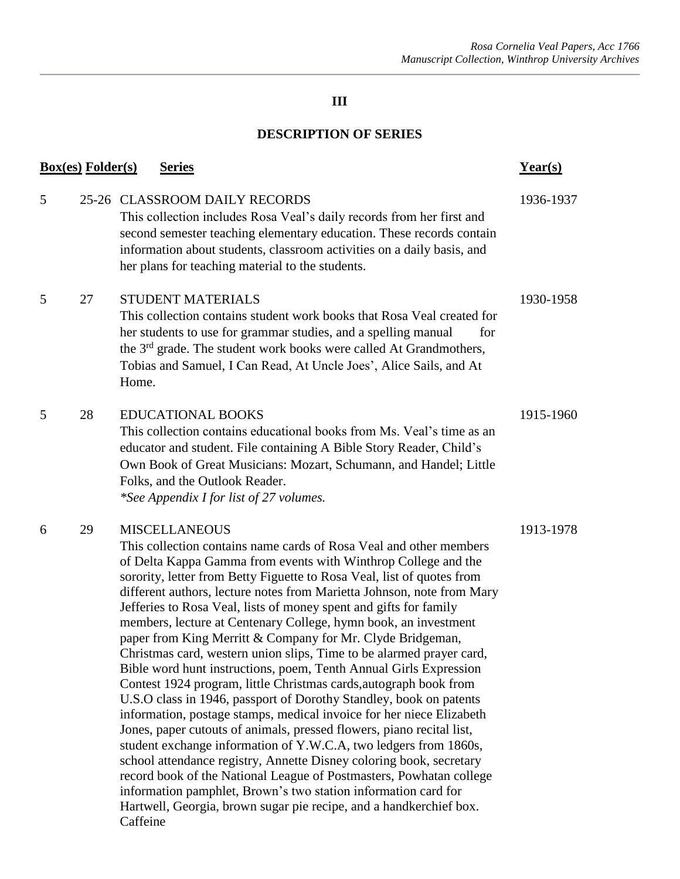## III

## DESCRIPTION OF SERIES

| Box(es) | Folder(s) | Series | Year(s) |
|---|---|---|---|
| 5 | 25-26 | CLASSROOM DAILY RECORDS<br>This collection includes Rosa Veal's daily records from her first and second semester teaching elementary education. These records contain information about students, classroom activities on a daily basis, and her plans for teaching material to the students. | 1936-1937 |
| 5 | 27 | STUDENT MATERIALS<br>This collection contains student work books that Rosa Veal created for her students to use for grammar studies, and a spelling manual for the 3rd grade. The student work books were called At Grandmothers, Tobias and Samuel, I Can Read, At Uncle Joes', Alice Sails, and At Home. | 1930-1958 |
| 5 | 28 | EDUCATIONAL BOOKS<br>This collection contains educational books from Ms. Veal's time as an educator and student. File containing A Bible Story Reader, Child's Own Book of Great Musicians: Mozart, Schumann, and Handel; Little Folks, and the Outlook Reader.<br>*\*See Appendix I for list of 27 volumes.* | 1915-1960 |
| 6 | 29 | MISCELLANEOUS<br>This collection contains name cards of Rosa Veal and other members of Delta Kappa Gamma from events with Winthrop College and the sorority, letter from Betty Figuette to Rosa Veal, list of quotes from different authors, lecture notes from Marietta Johnson, note from Mary Jefferies to Rosa Veal, lists of money spent and gifts for family members, lecture at Centenary College, hymn book, an investment paper from King Merritt & Company for Mr. Clyde Bridgeman, Christmas card, western union slips, Time to be alarmed prayer card, Bible word hunt instructions, poem, Tenth Annual Girls Expression Contest 1924 program, little Christmas cards,autograph book from U.S.O class in 1946, passport of Dorothy Standley, book on patents information, postage stamps, medical invoice for her niece Elizabeth Jones, paper cutouts of animals, pressed flowers, piano recital list, student exchange information of Y.W.C.A, two ledgers from 1860s, school attendance registry, Annette Disney coloring book, secretary record book of the National League of Postmasters, Powhatan college information pamphlet, Brown's two station information card for Hartwell, Georgia, brown sugar pie recipe, and a handkerchief box. Caffeine | 1913-1978 |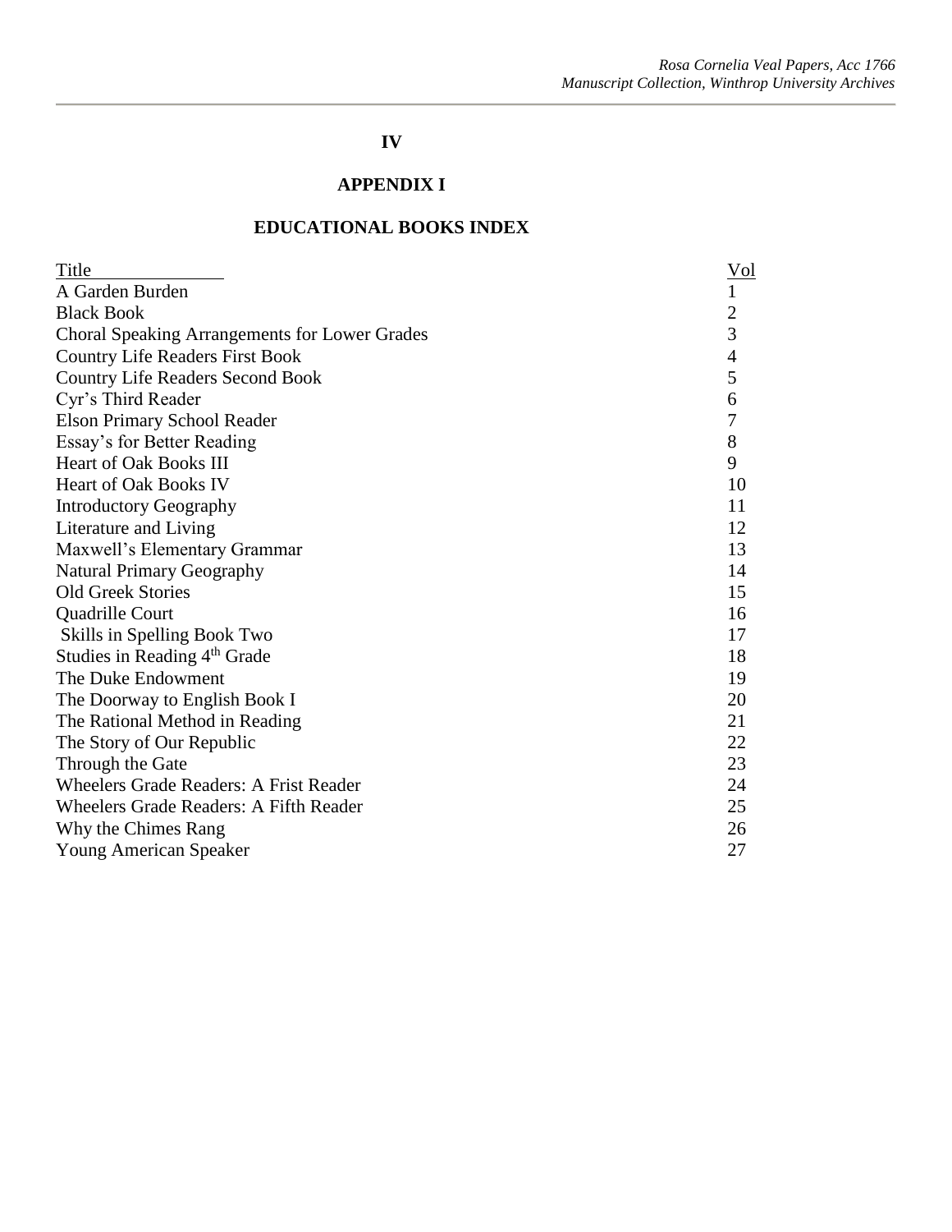**IV**

## APPENDIX I

## EDUCATIONAL BOOKS INDEX

| Title | Vol |
|---|---|
| A Garden Burden | 1 |
| Black Book | 2 |
| Choral Speaking Arrangements for Lower Grades | 3 |
| Country Life Readers First Book | 4 |
| Country Life Readers Second Book | 5 |
| Cyr's Third Reader | 6 |
| Elson Primary School Reader | 7 |
| Essay's for Better Reading | 8 |
| Heart of Oak Books III | 9 |
| Heart of Oak Books IV | 10 |
| Introductory Geography | 11 |
| Literature and Living | 12 |
| Maxwell's Elementary Grammar | 13 |
| Natural Primary Geography | 14 |
| Old Greek Stories | 15 |
| Quadrille Court | 16 |
| Skills in Spelling Book Two | 17 |
| Studies in Reading 4th Grade | 18 |
| The Duke Endowment | 19 |
| The Doorway to English Book I | 20 |
| The Rational Method in Reading | 21 |
| The Story of Our Republic | 22 |
| Through the Gate | 23 |
| Wheelers Grade Readers: A Frist Reader | 24 |
| Wheelers Grade Readers: A Fifth Reader | 25 |
| Why the Chimes Rang | 26 |
| Young American Speaker | 27 |